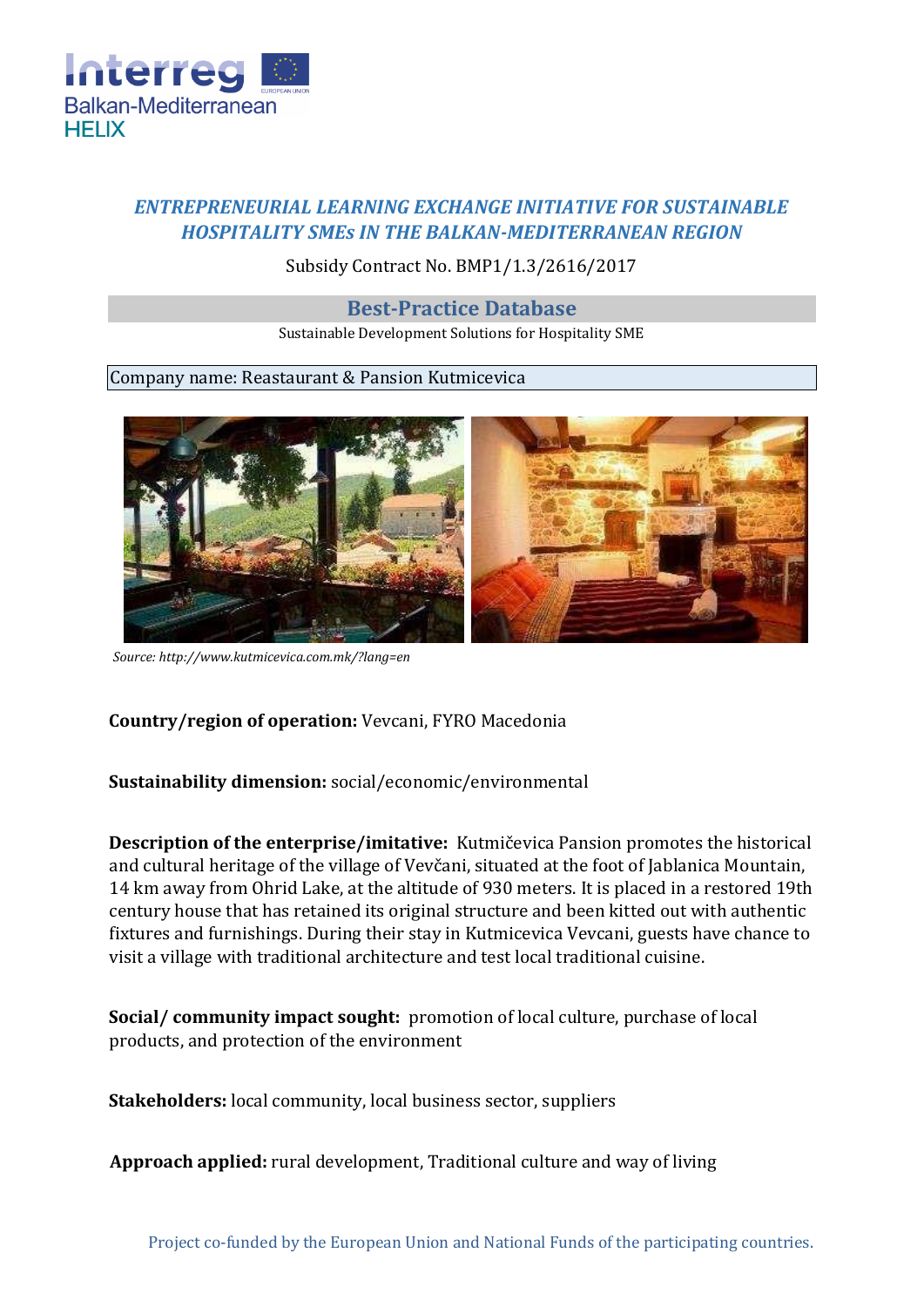# *ENTREPRENEURIAL LEARNING EXCHANGE INITIATIVE FOR SUSTAINABLE HOSPITALITY SMEs IN THE BALKAN-MEDITERRANEAN REGION*

Subsidy Contract No. BMP1/1.3/2616/2017

## Best-Practice Database

Sustainable Development Solutions for Hospitality SME

Company name: Reastaurant & Pansion Kutmicevica

*Source: http://www.kutmicevica.com.mk/?lang=en*

**Country/region of operation:** Vevcani, FYRO Macedonia

**Sustainability dimension:** social/economic/environmental

**Description of the enterprise/imitative:** Kutmičevica Pansion promotes the historical and cultural heritage of the village of Vevčani, situated at the foot of Jablanica Mountain, 14 km away from Ohrid Lake, at the altitude of 930 meters. It is placed in a restored 19th century house that has retained its original structure and been kitted out with authentic fixtures and furnishings. During their stay in Kutmicevica Vevcani, guests have chance to visit a village with traditional architecture and test local traditional cuisine.

**Social/ community impact sought:** promotion of local culture, purchase of local products, and protection of the environment

**Stakeholders:** local community, local business sector, suppliers

**Approach applied:** rural development, Traditional culture and way of living

Project co-funded by the European Union and National Funds of the participating countries.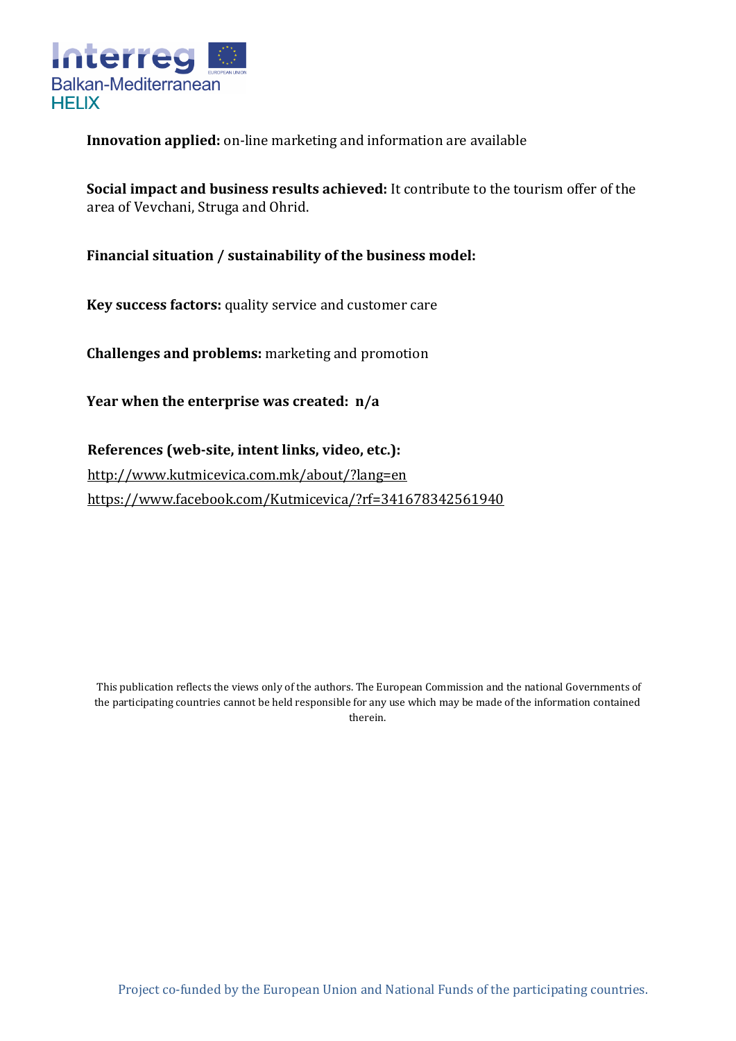**Innovation applied:** on-line marketing and information are available

**Social impact and business results achieved:** It contribute to the tourism offer of the area of Vevchani, Struga and Ohrid.

**Financial situation / sustainability of the business model:**

**Key success factors:** quality service and customer care

**Challenges and problems:** marketing and promotion

**Year when the enterprise was created: n/a**

**References (web-site, intent links, video, etc.):**

http://www.kutmicevica.com.mk/about/?lang=en

https://www.facebook.com/Kutmicevica/?rf=341678342561940

This publication reflects the views only of the authors. The European Commission and the national Governments of the participating countries cannot be held responsible for any use which may be made of the information contained therein.

Project co-funded by the European Union and National Funds of the participating countries.